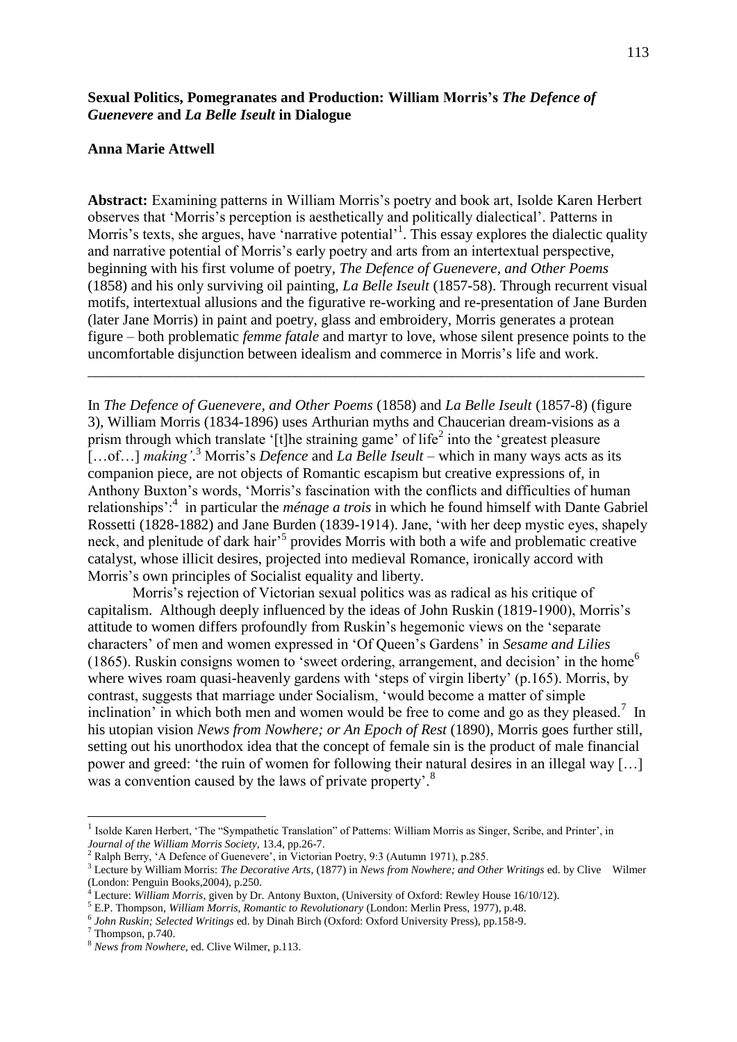**Sexual Politics, Pomegranates and Production: William Morris's *The Defence of Guenevere* and *La Belle Iseult* in Dialogue**

**Anna Marie Attwell**

**Abstract:** Examining patterns in William Morris's poetry and book art, Isolde Karen Herbert observes that 'Morris's perception is aesthetically and politically dialectical'. Patterns in Morris's texts, she argues, have 'narrative potential'[1]. This essay explores the dialectic quality and narrative potential of Morris's early poetry and arts from an intertextual perspective, beginning with his first volume of poetry, *The Defence of Guenevere, and Other Poems* (1858) and his only surviving oil painting, *La Belle Iseult* (1857-58). Through recurrent visual motifs, intertextual allusions and the figurative re-working and re-presentation of Jane Burden (later Jane Morris) in paint and poetry, glass and embroidery, Morris generates a protean figure – both problematic *femme fatale* and martyr to love, whose silent presence points to the uncomfortable disjunction between idealism and commerce in Morris's life and work.

---

In *The Defence of Guenevere, and Other Poems* (1858) and *La Belle Iseult* (1857-8) (figure 3), William Morris (1834-1896) uses Arthurian myths and Chaucerian dream-visions as a prism through which translate '[t]he straining game' of life[2] into the 'greatest pleasure […of…] *making'*.[3] Morris's *Defence* and *La Belle Iseult* – which in many ways acts as its companion piece, are not objects of Romantic escapism but creative expressions of, in Anthony Buxton's words, 'Morris's fascination with the conflicts and difficulties of human relationships':[4] in particular the *ménage a trois* in which he found himself with Dante Gabriel Rossetti (1828-1882) and Jane Burden (1839-1914). Jane, 'with her deep mystic eyes, shapely neck, and plenitude of dark hair'[5] provides Morris with both a wife and problematic creative catalyst, whose illicit desires, projected into medieval Romance, ironically accord with Morris's own principles of Socialist equality and liberty.

Morris's rejection of Victorian sexual politics was as radical as his critique of capitalism. Although deeply influenced by the ideas of John Ruskin (1819-1900), Morris's attitude to women differs profoundly from Ruskin's hegemonic views on the 'separate characters' of men and women expressed in 'Of Queen's Gardens' in *Sesame and Lilies* (1865). Ruskin consigns women to 'sweet ordering, arrangement, and decision' in the home[6] where wives roam quasi-heavenly gardens with 'steps of virgin liberty' (p.165). Morris, by contrast, suggests that marriage under Socialism, 'would become a matter of simple inclination' in which both men and women would be free to come and go as they pleased.[7] In his utopian vision *News from Nowhere; or An Epoch of Rest* (1890), Morris goes further still, setting out his unorthodox idea that the concept of female sin is the product of male financial power and greed: 'the ruin of women for following their natural desires in an illegal way […] was a convention caused by the laws of private property'.[8]

---

[1] Isolde Karen Herbert, 'The "Sympathetic Translation" of Patterns: William Morris as Singer, Scribe, and Printer', in *Journal of the William Morris Society*, 13.4, pp.26-7.

[2] Ralph Berry, 'A Defence of Guenevere', in Victorian Poetry, 9:3 (Autumn 1971), p.285.

[3] Lecture by William Morris: *The Decorative Arts*, (1877) in *News from Nowhere; and Other Writings* ed. by Clive Wilmer (London: Penguin Books,2004), p.250.

[4] Lecture: *William Morris*, given by Dr. Antony Buxton, (University of Oxford: Rewley House 16/10/12).

[5] E.P. Thompson, *William Morris, Romantic to Revolutionary* (London: Merlin Press, 1977), p.48.

[6] *John Ruskin; Selected Writings* ed. by Dinah Birch (Oxford: Oxford University Press), pp.158-9.

[7] Thompson, p.740.

[8] *News from Nowhere*, ed. Clive Wilmer, p.113.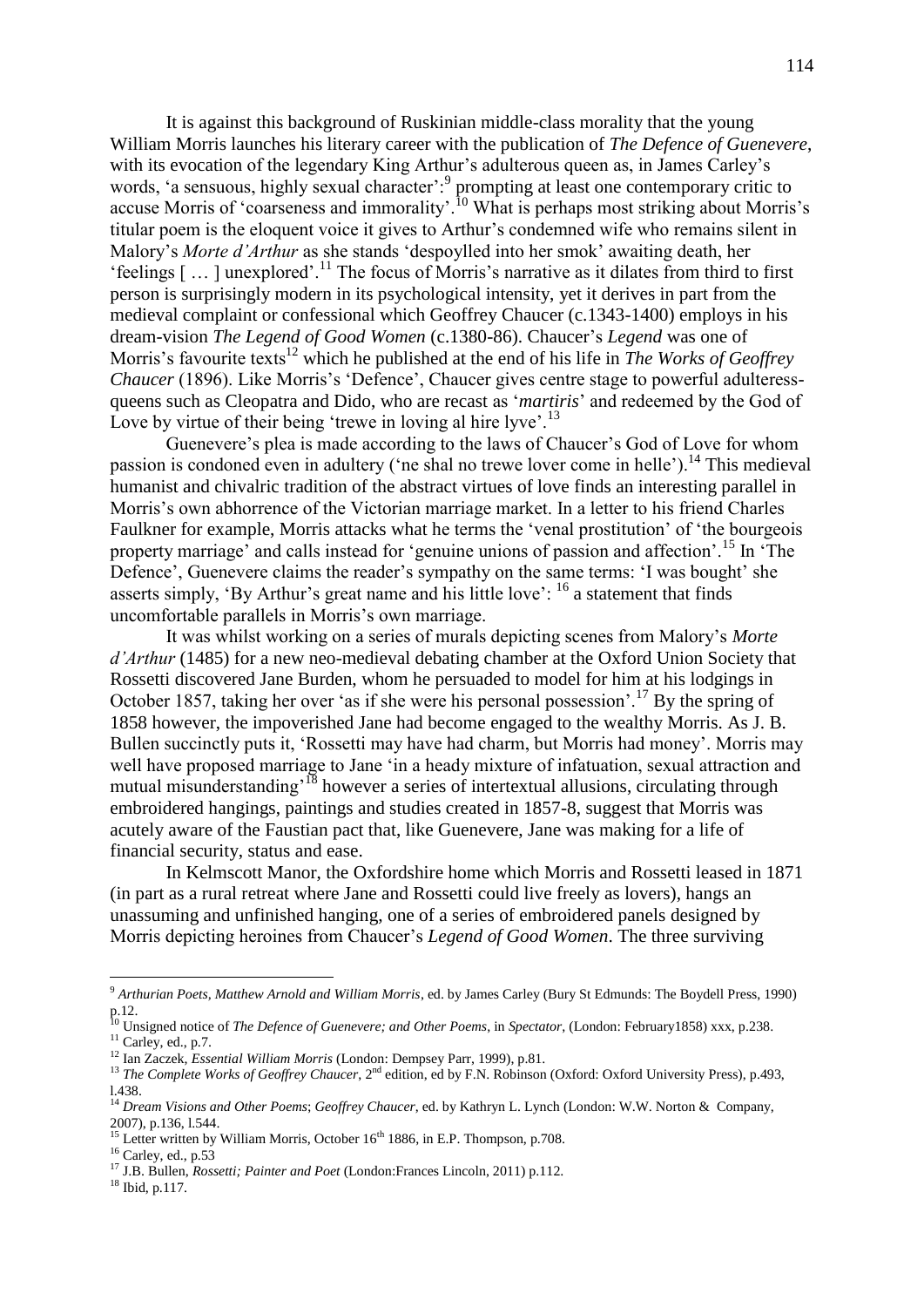It is against this background of Ruskinian middle-class morality that the young William Morris launches his literary career with the publication of *The Defence of Guenevere*, with its evocation of the legendary King Arthur's adulterous queen as, in James Carley's words, 'a sensuous, highly sexual character':[9] prompting at least one contemporary critic to accuse Morris of 'coarseness and immorality'.[10] What is perhaps most striking about Morris's titular poem is the eloquent voice it gives to Arthur's condemned wife who remains silent in Malory's *Morte d'Arthur* as she stands 'despoylled into her smok' awaiting death, her 'feelings [ … ] unexplored'.[11] The focus of Morris's narrative as it dilates from third to first person is surprisingly modern in its psychological intensity, yet it derives in part from the medieval complaint or confessional which Geoffrey Chaucer (c.1343-1400) employs in his dream-vision *The Legend of Good Women* (c.1380-86). Chaucer's *Legend* was one of Morris's favourite texts[12] which he published at the end of his life in *The Works of Geoffrey Chaucer* (1896). Like Morris's 'Defence', Chaucer gives centre stage to powerful adulteress-queens such as Cleopatra and Dido, who are recast as '*martiris*' and redeemed by the God of Love by virtue of their being 'trewe in loving al hire lyve'.[13]

Guenevere's plea is made according to the laws of Chaucer's God of Love for whom passion is condoned even in adultery ('ne shal no trewe lover come in helle').[14] This medieval humanist and chivalric tradition of the abstract virtues of love finds an interesting parallel in Morris's own abhorrence of the Victorian marriage market. In a letter to his friend Charles Faulkner for example, Morris attacks what he terms the 'venal prostitution' of 'the bourgeois property marriage' and calls instead for 'genuine unions of passion and affection'.[15] In 'The Defence', Guenevere claims the reader's sympathy on the same terms: 'I was bought' she asserts simply, 'By Arthur's great name and his little love': [16] a statement that finds uncomfortable parallels in Morris's own marriage.

It was whilst working on a series of murals depicting scenes from Malory's *Morte d'Arthur* (1485) for a new neo-medieval debating chamber at the Oxford Union Society that Rossetti discovered Jane Burden, whom he persuaded to model for him at his lodgings in October 1857, taking her over 'as if she were his personal possession'.[17] By the spring of 1858 however, the impoverished Jane had become engaged to the wealthy Morris. As J. B. Bullen succinctly puts it, 'Rossetti may have had charm, but Morris had money'. Morris may well have proposed marriage to Jane 'in a heady mixture of infatuation, sexual attraction and mutual misunderstanding'[18] however a series of intertextual allusions, circulating through embroidered hangings, paintings and studies created in 1857-8, suggest that Morris was acutely aware of the Faustian pact that, like Guenevere, Jane was making for a life of financial security, status and ease.

In Kelmscott Manor, the Oxfordshire home which Morris and Rossetti leased in 1871 (in part as a rural retreat where Jane and Rossetti could live freely as lovers), hangs an unassuming and unfinished hanging, one of a series of embroidered panels designed by Morris depicting heroines from Chaucer's *Legend of Good Women*. The three surviving

---

[9] *Arthurian Poets, Matthew Arnold and William Morris*, ed. by James Carley (Bury St Edmunds: The Boydell Press, 1990) p.12.

[10] Unsigned notice of *The Defence of Guenevere; and Other Poems*, in *Spectator*, (London: February1858) xxx, p.238.

[11] Carley, ed., p.7.

[12] Ian Zaczek, *Essential William Morris* (London: Dempsey Parr, 1999), p.81.

[13] *The Complete Works of Geoffrey Chaucer*, 2nd edition, ed by F.N. Robinson (Oxford: Oxford University Press), p.493, l.438.

[14] *Dream Visions and Other Poems*; *Geoffrey Chaucer*, ed. by Kathryn L. Lynch (London: W.W. Norton & Company, 2007), p.136, l.544.

[15] Letter written by William Morris, October 16th 1886, in E.P. Thompson, p.708.

[16] Carley, ed., p.53

[17] J.B. Bullen, *Rossetti; Painter and Poet* (London:Frances Lincoln, 2011) p.112.

[18] Ibid, p.117.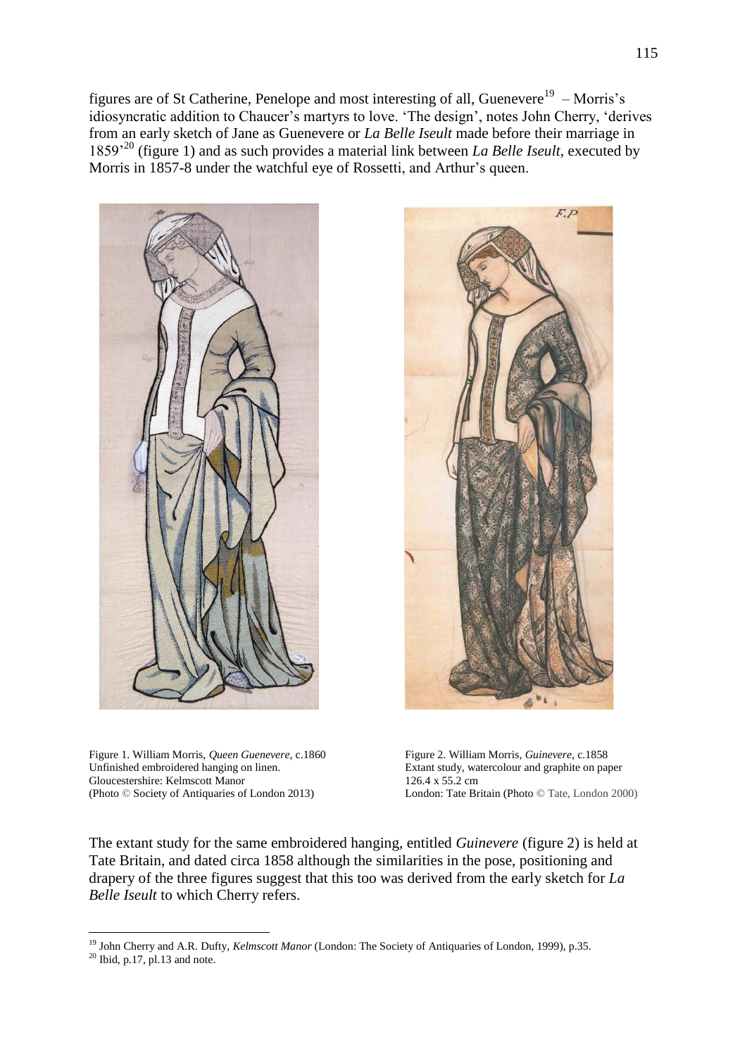figures are of St Catherine, Penelope and most interesting of all, Guenevere[19] – Morris's idiosyncratic addition to Chaucer's martyrs to love. 'The design', notes John Cherry, 'derives from an early sketch of Jane as Guenevere or ***La Belle Iseult*** made before their marriage in 1859'[20] (figure 1) and as such provides a material link between *La Belle Iseult,* executed by Morris in 1857-8 under the watchful eye of Rossetti, and Arthur's queen.

Figure 1. William Morris, *Queen Guenevere*, c.1860
Unfinished embroidered hanging on linen.
Gloucestershire: Kelmscott Manor
(Photo © Society of Antiquaries of London 2013)

Figure 2. William Morris, *Guinevere*, c.1858
Extant study, watercolour and graphite on paper
126.4 x 55.2 cm
London: Tate Britain (Photo © Tate, London 2000)

The extant study for the same embroidered hanging, entitled *Guinevere* (figure 2) is held at Tate Britain, and dated circa 1858 although the similarities in the pose, positioning and drapery of the three figures suggest that this too was derived from the early sketch for *La Belle Iseult* to which Cherry refers.

---

[19] John Cherry and A.R. Dufty, *Kelmscott Manor* (London: The Society of Antiquaries of London, 1999), p.35.

[20] Ibid, p.17, pl.13 and note.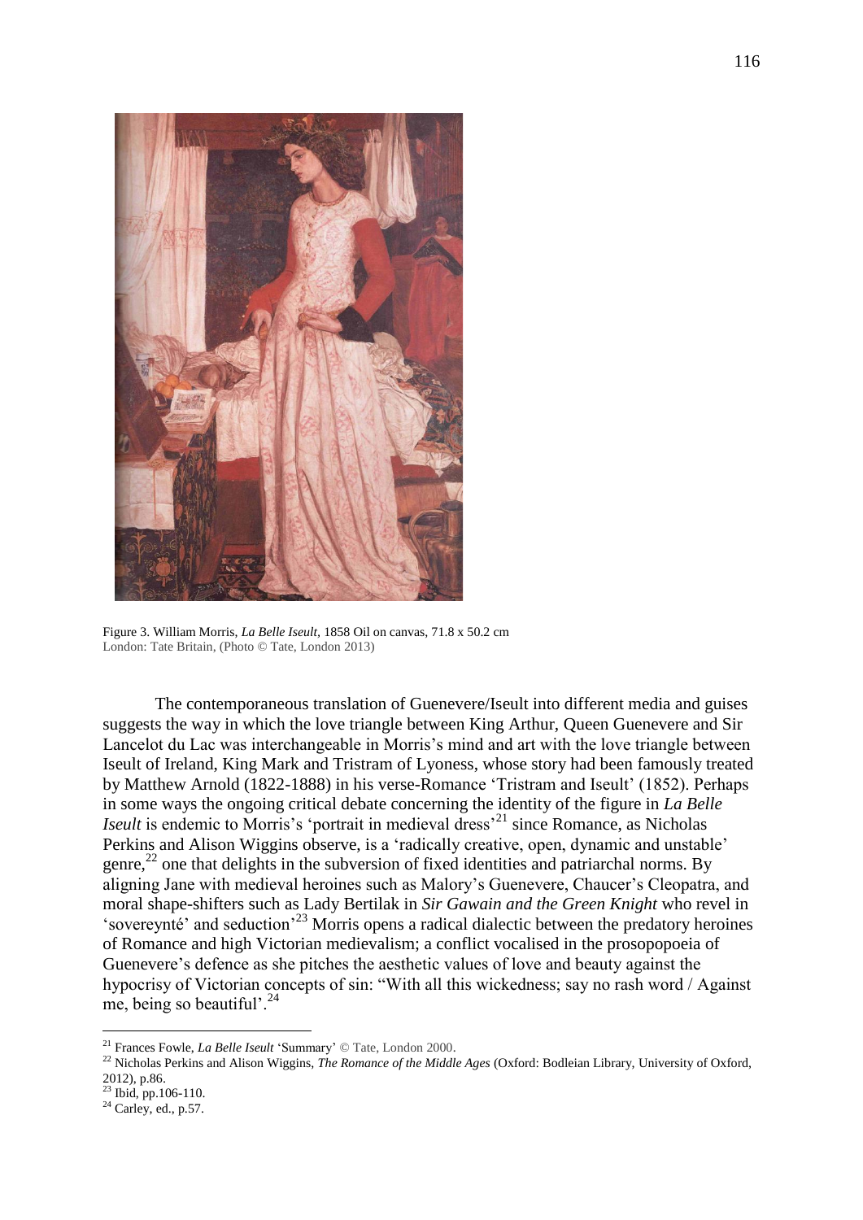Figure 3. William Morris, *La Belle Iseult*, 1858 Oil on canvas, 71.8 x 50.2 cm
London: Tate Britain, (Photo © Tate, London 2013)

The contemporaneous translation of Guenevere/Iseult into different media and guises suggests the way in which the love triangle between King Arthur, Queen Guenevere and Sir Lancelot du Lac was interchangeable in Morris's mind and art with the love triangle between Iseult of Ireland, King Mark and Tristram of Lyoness, whose story had been famously treated by Matthew Arnold (1822-1888) in his verse-Romance 'Tristram and Iseult' (1852). Perhaps in some ways the ongoing critical debate concerning the identity of the figure in *La Belle Iseult* is endemic to Morris's 'portrait in medieval dress'[21] since Romance, as Nicholas Perkins and Alison Wiggins observe, is a 'radically creative, open, dynamic and unstable' genre,[22] one that delights in the subversion of fixed identities and patriarchal norms. By aligning Jane with medieval heroines such as Malory's Guenevere, Chaucer's Cleopatra, and moral shape-shifters such as Lady Bertilak in *Sir Gawain and the Green Knight* who revel in 'sovereynté' and seduction'[23] Morris opens a radical dialectic between the predatory heroines of Romance and high Victorian medievalism; a conflict vocalised in the prosopopoeia of Guenevere's defence as she pitches the aesthetic values of love and beauty against the hypocrisy of Victorian concepts of sin: "With all this wickedness; say no rash word / Against me, being so beautiful'.[24]

---

[21] Frances Fowle, *La Belle Iseult* 'Summary' © Tate, London 2000.

[22] Nicholas Perkins and Alison Wiggins, *The Romance of the Middle Ages* (Oxford: Bodleian Library, University of Oxford, 2012), p.86.

[23] Ibid, pp.106-110.

[24] Carley, ed., p.57.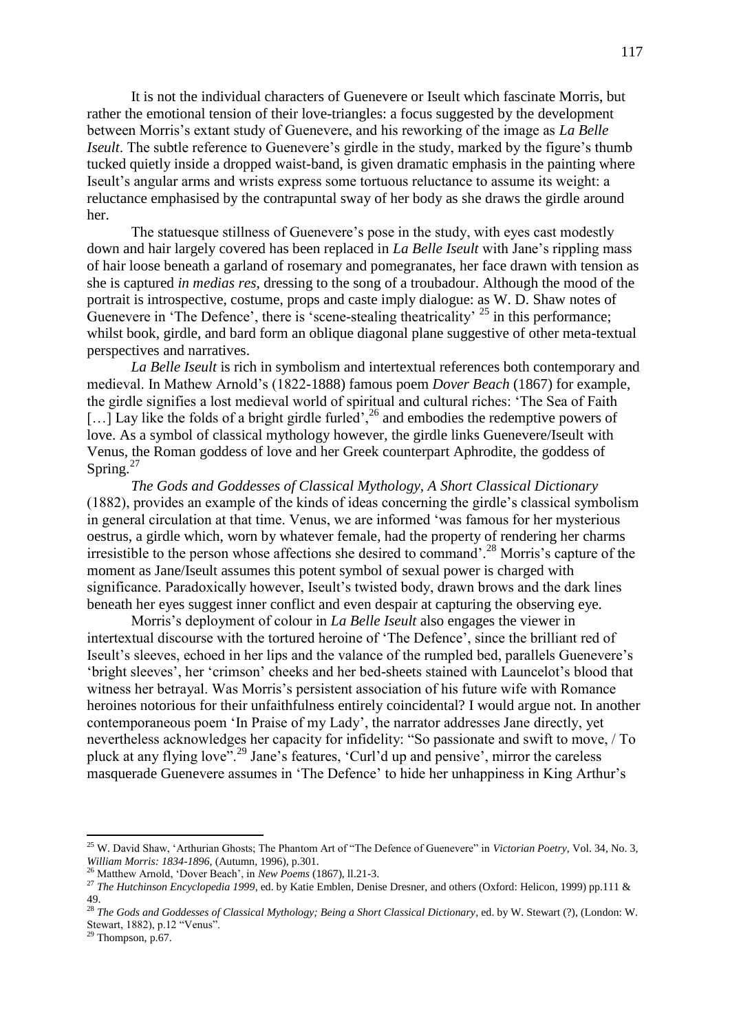It is not the individual characters of Guenevere or Iseult which fascinate Morris, but rather the emotional tension of their love-triangles: a focus suggested by the development between Morris's extant study of Guenevere, and his reworking of the image as *La Belle Iseult*. The subtle reference to Guenevere's girdle in the study, marked by the figure's thumb tucked quietly inside a dropped waist-band, is given dramatic emphasis in the painting where Iseult's angular arms and wrists express some tortuous reluctance to assume its weight: a reluctance emphasised by the contrapuntal sway of her body as she draws the girdle around her.

The statuesque stillness of Guenevere's pose in the study, with eyes cast modestly down and hair largely covered has been replaced in *La Belle Iseult* with Jane's rippling mass of hair loose beneath a garland of rosemary and pomegranates, her face drawn with tension as she is captured *in medias res*, dressing to the song of a troubadour. Although the mood of the portrait is introspective, costume, props and caste imply dialogue: as W. D. Shaw notes of Guenevere in 'The Defence', there is 'scene-stealing theatricality' [25] in this performance; whilst book, girdle, and bard form an oblique diagonal plane suggestive of other meta-textual perspectives and narratives.

*La Belle Iseult* is rich in symbolism and intertextual references both contemporary and medieval. In Mathew Arnold's (1822-1888) famous poem *Dover Beach* (1867) for example, the girdle signifies a lost medieval world of spiritual and cultural riches: 'The Sea of Faith […] Lay like the folds of a bright girdle furled',[26] and embodies the redemptive powers of love. As a symbol of classical mythology however, the girdle links Guenevere/Iseult with Venus, the Roman goddess of love and her Greek counterpart Aphrodite, the goddess of Spring.[27]

*The Gods and Goddesses of Classical Mythology, A Short Classical Dictionary* (1882), provides an example of the kinds of ideas concerning the girdle's classical symbolism in general circulation at that time. Venus, we are informed 'was famous for her mysterious oestrus, a girdle which, worn by whatever female, had the property of rendering her charms irresistible to the person whose affections she desired to command'.[28] Morris's capture of the moment as Jane/Iseult assumes this potent symbol of sexual power is charged with significance. Paradoxically however, Iseult's twisted body, drawn brows and the dark lines beneath her eyes suggest inner conflict and even despair at capturing the observing eye.

Morris's deployment of colour in *La Belle Iseult* also engages the viewer in intertextual discourse with the tortured heroine of 'The Defence', since the brilliant red of Iseult's sleeves, echoed in her lips and the valance of the rumpled bed, parallels Guenevere's 'bright sleeves', her 'crimson' cheeks and her bed-sheets stained with Launcelot's blood that witness her betrayal. Was Morris's persistent association of his future wife with Romance heroines notorious for their unfaithfulness entirely coincidental? I would argue not. In another contemporaneous poem 'In Praise of my Lady', the narrator addresses Jane directly, yet nevertheless acknowledges her capacity for infidelity: "So passionate and swift to move, / To pluck at any flying love".[29] Jane's features, 'Curl'd up and pensive', mirror the careless masquerade Guenevere assumes in 'The Defence' to hide her unhappiness in King Arthur's

---

[25] W. David Shaw, 'Arthurian Ghosts; The Phantom Art of "The Defence of Guenevere" in *Victorian Poetry*, Vol. 34, No. 3, *William Morris: 1834-1896*, (Autumn, 1996), p.301.

[26] Matthew Arnold, 'Dover Beach', in *New Poems* (1867), ll.21-3.

[27] *The Hutchinson Encyclopedia 1999*, ed. by Katie Emblen, Denise Dresner, and others (Oxford: Helicon, 1999) pp.111 & 49.

[28] *The Gods and Goddesses of Classical Mythology; Being a Short Classical Dictionary*, ed. by W. Stewart (?), (London: W. Stewart, 1882), p.12 "Venus".

[29] Thompson, p.67.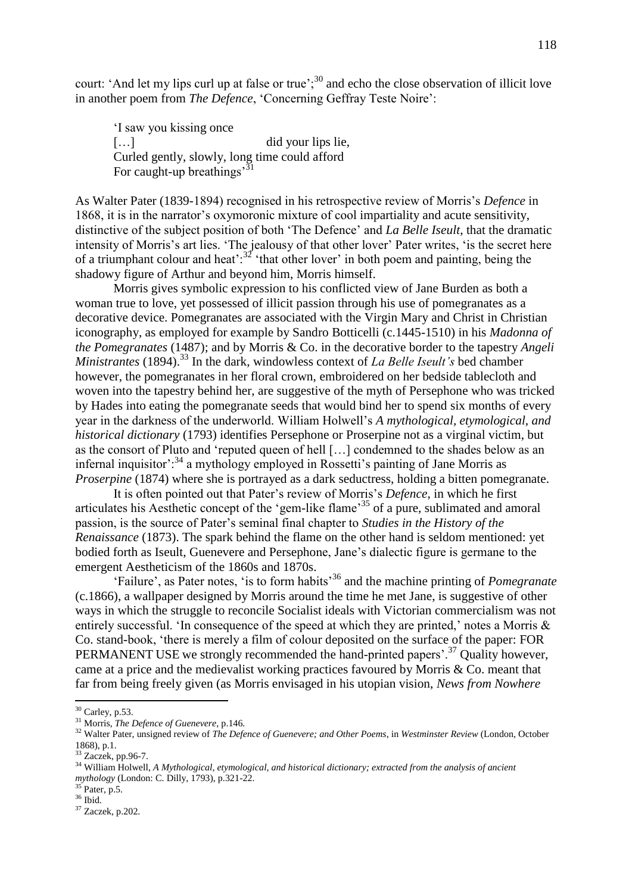court: 'And let my lips curl up at false or true';[30] and echo the close observation of illicit love in another poem from *The Defence*, 'Concerning Geffray Teste Noire':

> 'I saw you kissing once
> […]                did your lips lie,
> Curled gently, slowly, long time could afford
> For caught-up breathings'[31]

As Walter Pater (1839-1894) recognised in his retrospective review of Morris's *Defence* in 1868, it is in the narrator's oxymoronic mixture of cool impartiality and acute sensitivity, distinctive of the subject position of both 'The Defence' and *La Belle Iseult*, that the dramatic intensity of Morris's art lies. 'The jealousy of that other lover' Pater writes, 'is the secret here of a triumphant colour and heat':[32] 'that other lover' in both poem and painting, being the shadowy figure of Arthur and beyond him, Morris himself.

Morris gives symbolic expression to his conflicted view of Jane Burden as both a woman true to love, yet possessed of illicit passion through his use of pomegranates as a decorative device. Pomegranates are associated with the Virgin Mary and Christ in Christian iconography, as employed for example by Sandro Botticelli (c.1445-1510) in his *Madonna of the Pomegranates* (1487); and by Morris & Co. in the decorative border to the tapestry *Angeli Ministrantes* (1894).[33] In the dark, windowless context of *La Belle Iseult's* bed chamber however, the pomegranates in her floral crown, embroidered on her bedside tablecloth and woven into the tapestry behind her, are suggestive of the myth of Persephone who was tricked by Hades into eating the pomegranate seeds that would bind her to spend six months of every year in the darkness of the underworld. William Holwell's *A mythological, etymological, and historical dictionary* (1793) identifies Persephone or Proserpine not as a virginal victim, but as the consort of Pluto and 'reputed queen of hell […] condemned to the shades below as an infernal inquisitor':[34] a mythology employed in Rossetti's painting of Jane Morris as *Proserpine* (1874) where she is portrayed as a dark seductress, holding a bitten pomegranate.

It is often pointed out that Pater's review of Morris's *Defence*, in which he first articulates his Aesthetic concept of the 'gem-like flame'[35] of a pure, sublimated and amoral passion, is the source of Pater's seminal final chapter to *Studies in the History of the Renaissance* (1873). The spark behind the flame on the other hand is seldom mentioned: yet bodied forth as Iseult, Guenevere and Persephone, Jane's dialectic figure is germane to the emergent Aestheticism of the 1860s and 1870s.

'Failure', as Pater notes, 'is to form habits'[36] and the machine printing of *Pomegranate* (c.1866), a wallpaper designed by Morris around the time he met Jane, is suggestive of other ways in which the struggle to reconcile Socialist ideals with Victorian commercialism was not entirely successful. 'In consequence of the speed at which they are printed,' notes a Morris & Co. stand-book, 'there is merely a film of colour deposited on the surface of the paper: FOR PERMANENT USE we strongly recommended the hand-printed papers'.[37] Quality however, came at a price and the medievalist working practices favoured by Morris & Co. meant that far from being freely given (as Morris envisaged in his utopian vision, *News from Nowhere*

---

[30] Carley, p.53.

[31] Morris, *The Defence of Guenevere*, p.146.

[32] Walter Pater, unsigned review of *The Defence of Guenevere; and Other Poems*, in *Westminster Review* (London, October 1868), p.1.

[33] Zaczek, pp.96-7.

[34] William Holwell, *A Mythological, etymological, and historical dictionary; extracted from the analysis of ancient mythology* (London: C. Dilly, 1793), p.321-22.

[35] Pater, p.5.

[36] Ibid.

[37] Zaczek, p.202.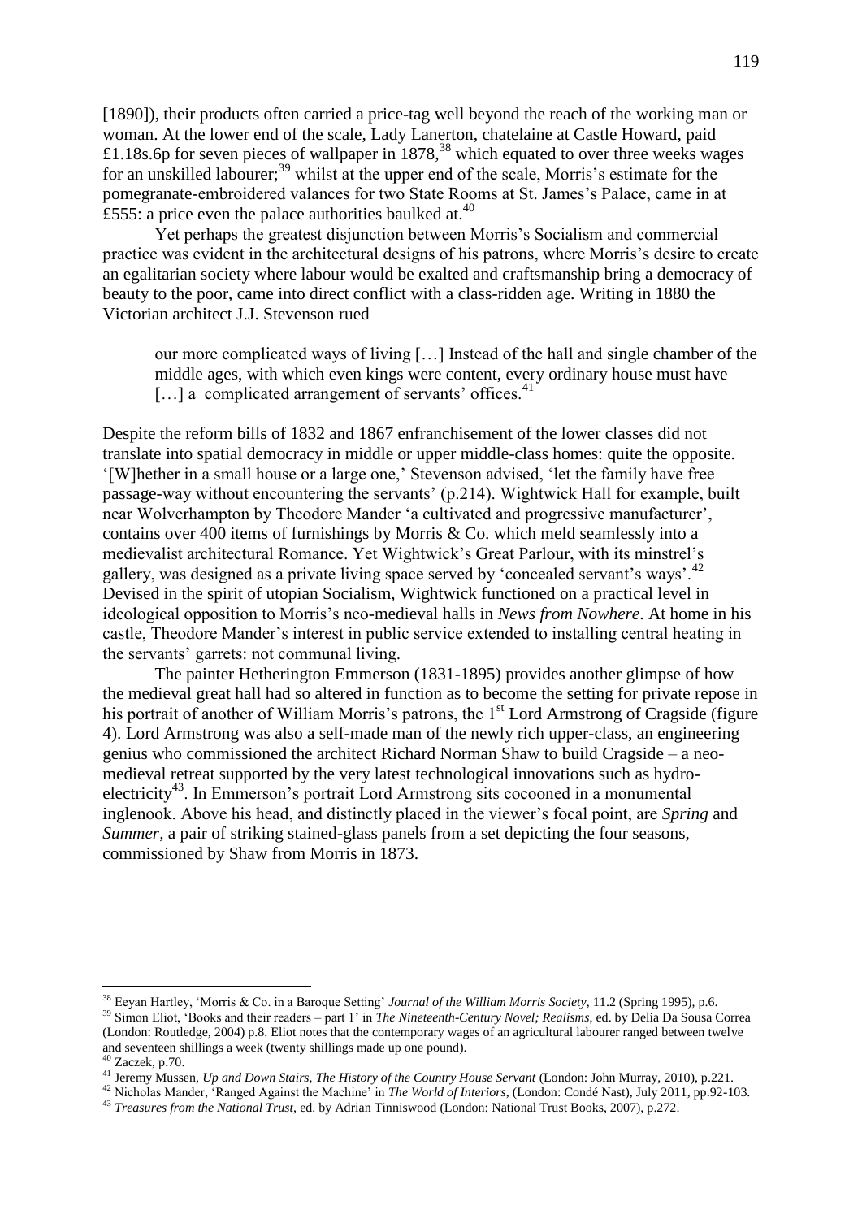[1890]), their products often carried a price-tag well beyond the reach of the working man or woman. At the lower end of the scale, Lady Lanerton, chatelaine at Castle Howard, paid £1.18s.6p for seven pieces of wallpaper in 1878,[38] which equated to over three weeks wages for an unskilled labourer;[39] whilst at the upper end of the scale, Morris's estimate for the pomegranate-embroidered valances for two State Rooms at St. James's Palace, came in at £555: a price even the palace authorities baulked at.[40]

Yet perhaps the greatest disjunction between Morris's Socialism and commercial practice was evident in the architectural designs of his patrons, where Morris's desire to create an egalitarian society where labour would be exalted and craftsmanship bring a democracy of beauty to the poor, came into direct conflict with a class-ridden age. Writing in 1880 the Victorian architect J.J. Stevenson rued

> our more complicated ways of living […] Instead of the hall and single chamber of the middle ages, with which even kings were content, every ordinary house must have […] a complicated arrangement of servants' offices.[41]

Despite the reform bills of 1832 and 1867 enfranchisement of the lower classes did not translate into spatial democracy in middle or upper middle-class homes: quite the opposite. '[W]hether in a small house or a large one,' Stevenson advised, 'let the family have free passage-way without encountering the servants' (p.214). Wightwick Hall for example, built near Wolverhampton by Theodore Mander 'a cultivated and progressive manufacturer', contains over 400 items of furnishings by Morris & Co. which meld seamlessly into a medievalist architectural Romance. Yet Wightwick's Great Parlour, with its minstrel's gallery, was designed as a private living space served by 'concealed servant's ways'.[42] Devised in the spirit of utopian Socialism, Wightwick functioned on a practical level in ideological opposition to Morris's neo-medieval halls in *News from Nowhere*. At home in his castle, Theodore Mander's interest in public service extended to installing central heating in the servants' garrets: not communal living.

The painter Hetherington Emmerson (1831-1895) provides another glimpse of how the medieval great hall had so altered in function as to become the setting for private repose in his portrait of another of William Morris's patrons, the 1st Lord Armstrong of Cragside (figure 4). Lord Armstrong was also a self-made man of the newly rich upper-class, an engineering genius who commissioned the architect Richard Norman Shaw to build Cragside – a neo-medieval retreat supported by the very latest technological innovations such as hydro-electricity[43]. In Emmerson's portrait Lord Armstrong sits cocooned in a monumental inglenook. Above his head, and distinctly placed in the viewer's focal point, are *Spring* and *Summer*, a pair of striking stained-glass panels from a set depicting the four seasons, commissioned by Shaw from Morris in 1873.

---

[38] Eeyan Hartley, 'Morris & Co. in a Baroque Setting' *Journal of the William Morris Society*, 11.2 (Spring 1995), p.6.

[39] Simon Eliot, 'Books and their readers – part 1' in *The Nineteenth-Century Novel; Realisms*, ed. by Delia Da Sousa Correa (London: Routledge, 2004) p.8. Eliot notes that the contemporary wages of an agricultural labourer ranged between twelve and seventeen shillings a week (twenty shillings made up one pound).

[40] Zaczek, p.70.

[41] Jeremy Mussen, *Up and Down Stairs, The History of the Country House Servant* (London: John Murray, 2010), p.221.

[42] Nicholas Mander, 'Ranged Against the Machine' in *The World of Interiors*, (London: Condé Nast), July 2011, pp.92-103.

[43] *Treasures from the National Trust*, ed. by Adrian Tinniswood (London: National Trust Books, 2007), p.272.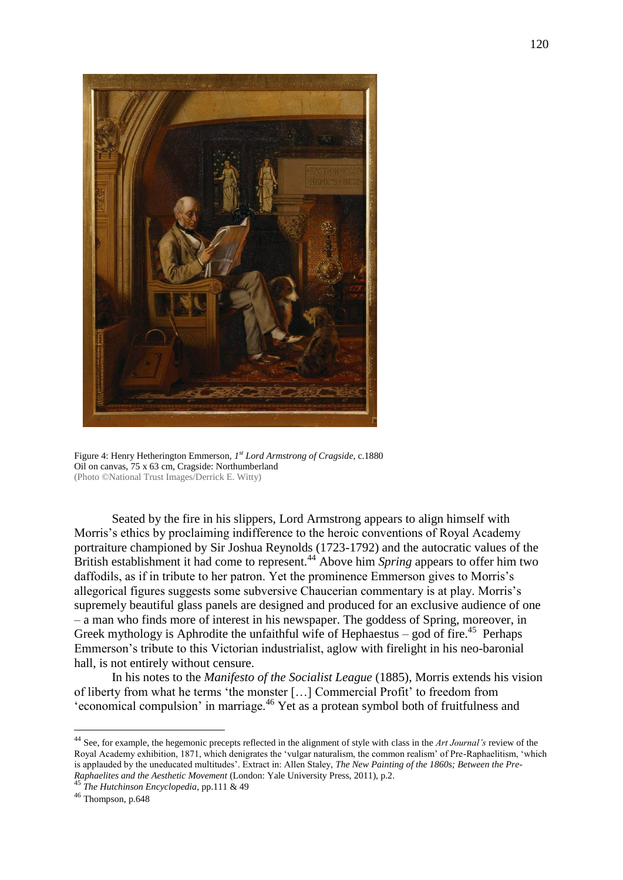Figure 4: Henry Hetherington Emmerson, *1st Lord Armstrong of Cragside*, c.1880
Oil on canvas, 75 x 63 cm, Cragside: Northumberland
(Photo ©National Trust Images/Derrick E. Witty)

Seated by the fire in his slippers, Lord Armstrong appears to align himself with Morris's ethics by proclaiming indifference to the heroic conventions of Royal Academy portraiture championed by Sir Joshua Reynolds (1723-1792) and the autocratic values of the British establishment it had come to represent.[44] Above him *Spring* appears to offer him two daffodils, as if in tribute to her patron. Yet the prominence Emmerson gives to Morris's allegorical figures suggests some subversive Chaucerian commentary is at play. Morris's supremely beautiful glass panels are designed and produced for an exclusive audience of one – a man who finds more of interest in his newspaper. The goddess of Spring, moreover, in Greek mythology is Aphrodite the unfaithful wife of Hephaestus – god of fire.[45] Perhaps Emmerson's tribute to this Victorian industrialist, aglow with firelight in his neo-baronial hall, is not entirely without censure.

In his notes to the *Manifesto of the Socialist League* (1885), Morris extends his vision of liberty from what he terms 'the monster […] Commercial Profit' to freedom from 'economical compulsion' in marriage.[46] Yet as a protean symbol both of fruitfulness and

---

[44] See, for example, the hegemonic precepts reflected in the alignment of style with class in the *Art Journal's* review of the Royal Academy exhibition, 1871, which denigrates the 'vulgar naturalism, the common realism' of Pre-Raphaelitism, 'which is applauded by the uneducated multitudes'. Extract in: Allen Staley, *The New Painting of the 1860s; Between the Pre-Raphaelites and the Aesthetic Movement* (London: Yale University Press, 2011), p.2.

[45] *The Hutchinson Encyclopedia*, pp.111 & 49

[46] Thompson, p.648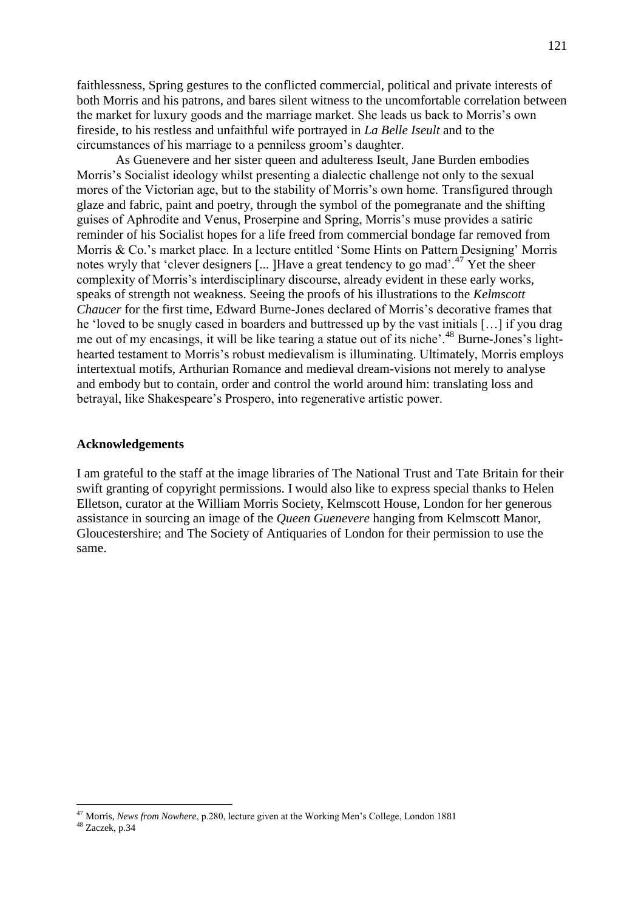faithlessness, Spring gestures to the conflicted commercial, political and private interests of both Morris and his patrons, and bares silent witness to the uncomfortable correlation between the market for luxury goods and the marriage market. She leads us back to Morris's own fireside, to his restless and unfaithful wife portrayed in *La Belle Iseult* and to the circumstances of his marriage to a penniless groom's daughter.

As Guenevere and her sister queen and adulteress Iseult, Jane Burden embodies Morris's Socialist ideology whilst presenting a dialectic challenge not only to the sexual mores of the Victorian age, but to the stability of Morris's own home. Transfigured through glaze and fabric, paint and poetry, through the symbol of the pomegranate and the shifting guises of Aphrodite and Venus, Proserpine and Spring, Morris's muse provides a satiric reminder of his Socialist hopes for a life freed from commercial bondage far removed from Morris & Co.'s market place. In a lecture entitled 'Some Hints on Pattern Designing' Morris notes wryly that 'clever designers [... ]Have a great tendency to go mad'.[47] Yet the sheer complexity of Morris's interdisciplinary discourse, already evident in these early works, speaks of strength not weakness. Seeing the proofs of his illustrations to the *Kelmscott Chaucer* for the first time, Edward Burne-Jones declared of Morris's decorative frames that he 'loved to be snugly cased in boarders and buttressed up by the vast initials […] if you drag me out of my encasings, it will be like tearing a statue out of its niche'.[48] Burne-Jones's light-hearted testament to Morris's robust medievalism is illuminating. Ultimately, Morris employs intertextual motifs, Arthurian Romance and medieval dream-visions not merely to analyse and embody but to contain, order and control the world around him: translating loss and betrayal, like Shakespeare's Prospero, into regenerative artistic power.

## Acknowledgements

I am grateful to the staff at the image libraries of The National Trust and Tate Britain for their swift granting of copyright permissions. I would also like to express special thanks to Helen Elletson, curator at the William Morris Society, Kelmscott House, London for her generous assistance in sourcing an image of the *Queen Guenevere* hanging from Kelmscott Manor, Gloucestershire; and The Society of Antiquaries of London for their permission to use the same.

---

[47] Morris, *News from Nowhere*, p.280, lecture given at the Working Men's College, London 1881

[48] Zaczek, p.34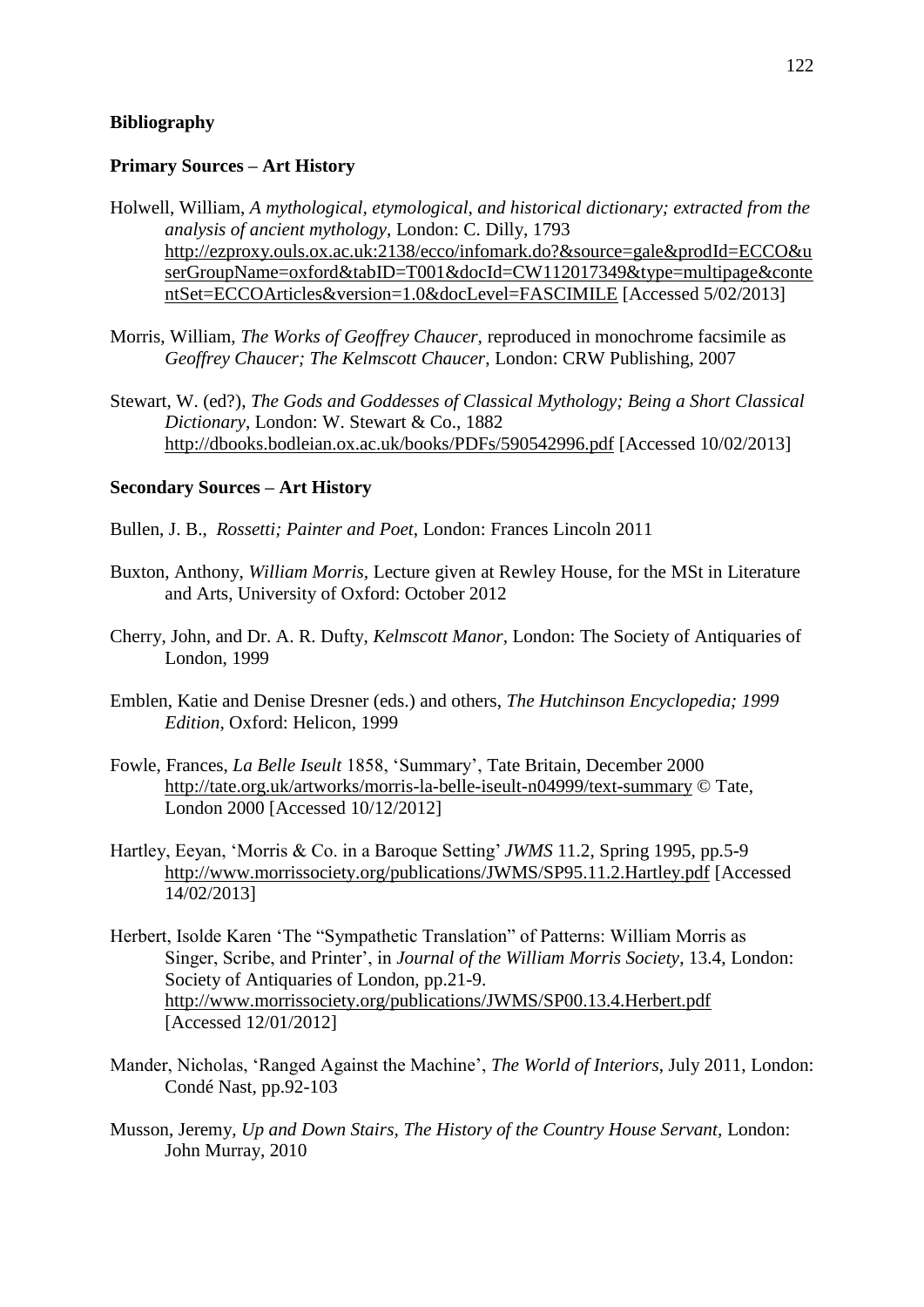## Bibliography

### Primary Sources – Art History

Holwell, William, *A mythological, etymological, and historical dictionary; extracted from the analysis of ancient mythology*, London: C. Dilly, 1793 http://ezproxy.ouls.ox.ac.uk:2138/ecco/infomark.do?&source=gale&prodId=ECCO&userGroupName=oxford&tabID=T001&docId=CW112017349&type=multipage&contentSet=ECCOArticles&version=1.0&docLevel=FASCIMILE [Accessed 5/02/2013]

Morris, William, *The Works of Geoffrey Chaucer,* reproduced in monochrome facsimile as *Geoffrey Chaucer; The Kelmscott Chaucer*, London: CRW Publishing, 2007

Stewart, W. (ed?), *The Gods and Goddesses of Classical Mythology; Being a Short Classical Dictionary*, London: W. Stewart & Co., 1882 http://dbooks.bodleian.ox.ac.uk/books/PDFs/590542996.pdf [Accessed 10/02/2013]

### Secondary Sources – Art History

Bullen, J. B., *Rossetti; Painter and Poet*, London: Frances Lincoln 2011

Buxton, Anthony, *William Morris*, Lecture given at Rewley House, for the MSt in Literature and Arts, University of Oxford: October 2012

Cherry, John, and Dr. A. R. Dufty, *Kelmscott Manor*, London: The Society of Antiquaries of London, 1999

Emblen, Katie and Denise Dresner (eds.) and others, *The Hutchinson Encyclopedia; 1999 Edition*, Oxford: Helicon, 1999

Fowle, Frances, *La Belle Iseult* 1858, 'Summary', Tate Britain, December 2000 http://tate.org.uk/artworks/morris-la-belle-iseult-n04999/text-summary © Tate, London 2000 [Accessed 10/12/2012]

Hartley, Eeyan, 'Morris & Co. in a Baroque Setting' *JWMS* 11.2, Spring 1995, pp.5-9 http://www.morrissociety.org/publications/JWMS/SP95.11.2.Hartley.pdf [Accessed 14/02/2013]

Herbert, Isolde Karen 'The "Sympathetic Translation" of Patterns: William Morris as Singer, Scribe, and Printer', in *Journal of the William Morris Society*, 13.4, London: Society of Antiquaries of London, pp.21-9. http://www.morrissociety.org/publications/JWMS/SP00.13.4.Herbert.pdf [Accessed 12/01/2012]

Mander, Nicholas, 'Ranged Against the Machine', *The World of Interiors*, July 2011, London: Condé Nast, pp.92-103

Musson, Jeremy, *Up and Down Stairs, The History of the Country House Servant,* London: John Murray, 2010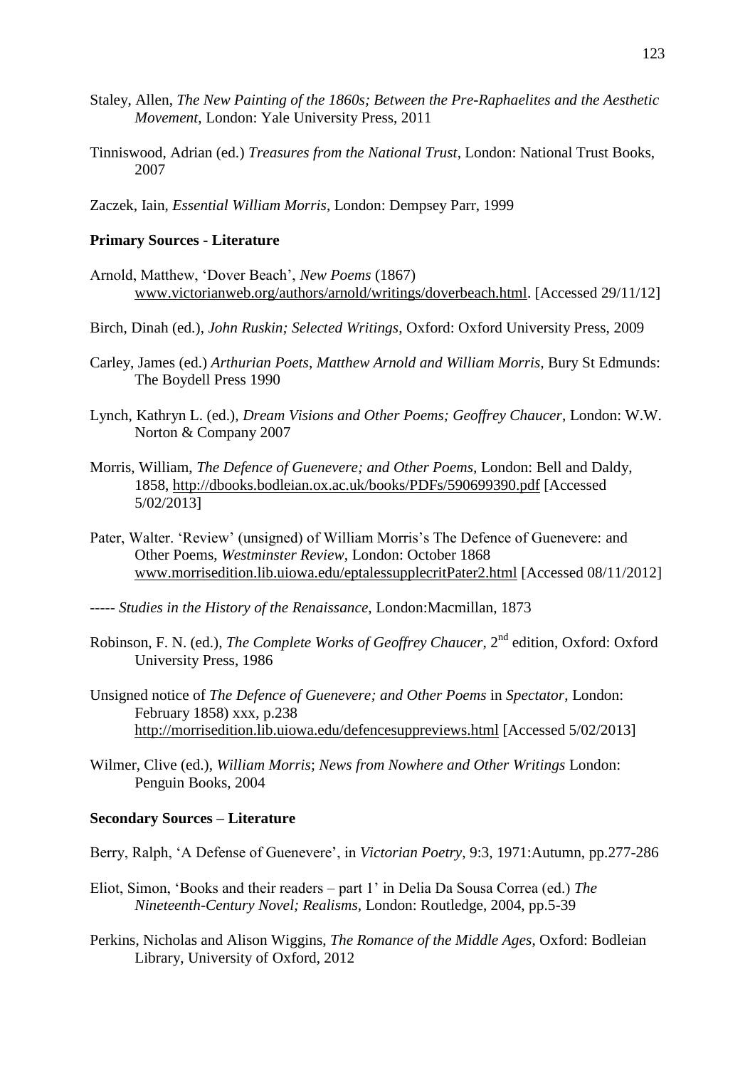Staley, Allen, *The New Painting of the 1860s; Between the Pre-Raphaelites and the Aesthetic Movement*, London: Yale University Press, 2011

Tinniswood, Adrian (ed.) *Treasures from the National Trust*, London: National Trust Books, 2007

Zaczek, Iain, *Essential William Morris*, London: Dempsey Parr, 1999

**Primary Sources - Literature**

Arnold, Matthew, 'Dover Beach', *New Poems* (1867) www.victorianweb.org/authors/arnold/writings/doverbeach.html. [Accessed 29/11/12]

Birch, Dinah (ed.), *John Ruskin; Selected Writings*, Oxford: Oxford University Press, 2009

Carley, James (ed.) *Arthurian Poets*, *Matthew Arnold and William Morris*, Bury St Edmunds: The Boydell Press 1990

Lynch, Kathryn L. (ed.), *Dream Visions and Other Poems; Geoffrey Chaucer*, London: W.W. Norton & Company 2007

Morris, William, *The Defence of Guenevere; and Other Poems*, London: Bell and Daldy, 1858, http://dbooks.bodleian.ox.ac.uk/books/PDFs/590699390.pdf [Accessed 5/02/2013]

Pater, Walter. 'Review' (unsigned) of William Morris's The Defence of Guenevere: and Other Poems, *Westminster Review*, London: October 1868 www.morrisedition.lib.uiowa.edu/eptalessupplecritPater2.html [Accessed 08/11/2012]

----- *Studies in the History of the Renaissance*, London:Macmillan, 1873

Robinson, F. N. (ed.), *The Complete Works of Geoffrey Chaucer*, 2nd edition, Oxford: Oxford University Press, 1986

Unsigned notice of *The Defence of Guenevere; and Other Poems* in *Spectator*, London: February 1858) xxx, p.238 http://morrisedition.lib.uiowa.edu/defencesuppreviews.html [Accessed 5/02/2013]

Wilmer, Clive (ed.), *William Morris*; *News from Nowhere and Other Writings* London: Penguin Books, 2004

**Secondary Sources – Literature**

Berry, Ralph, 'A Defense of Guenevere', in *Victorian Poetry*, 9:3, 1971:Autumn, pp.277-286

Eliot, Simon, 'Books and their readers – part 1' in Delia Da Sousa Correa (ed.) *The Nineteenth-Century Novel; Realisms*, London: Routledge, 2004, pp.5-39

Perkins, Nicholas and Alison Wiggins, *The Romance of the Middle Ages*, Oxford: Bodleian Library, University of Oxford, 2012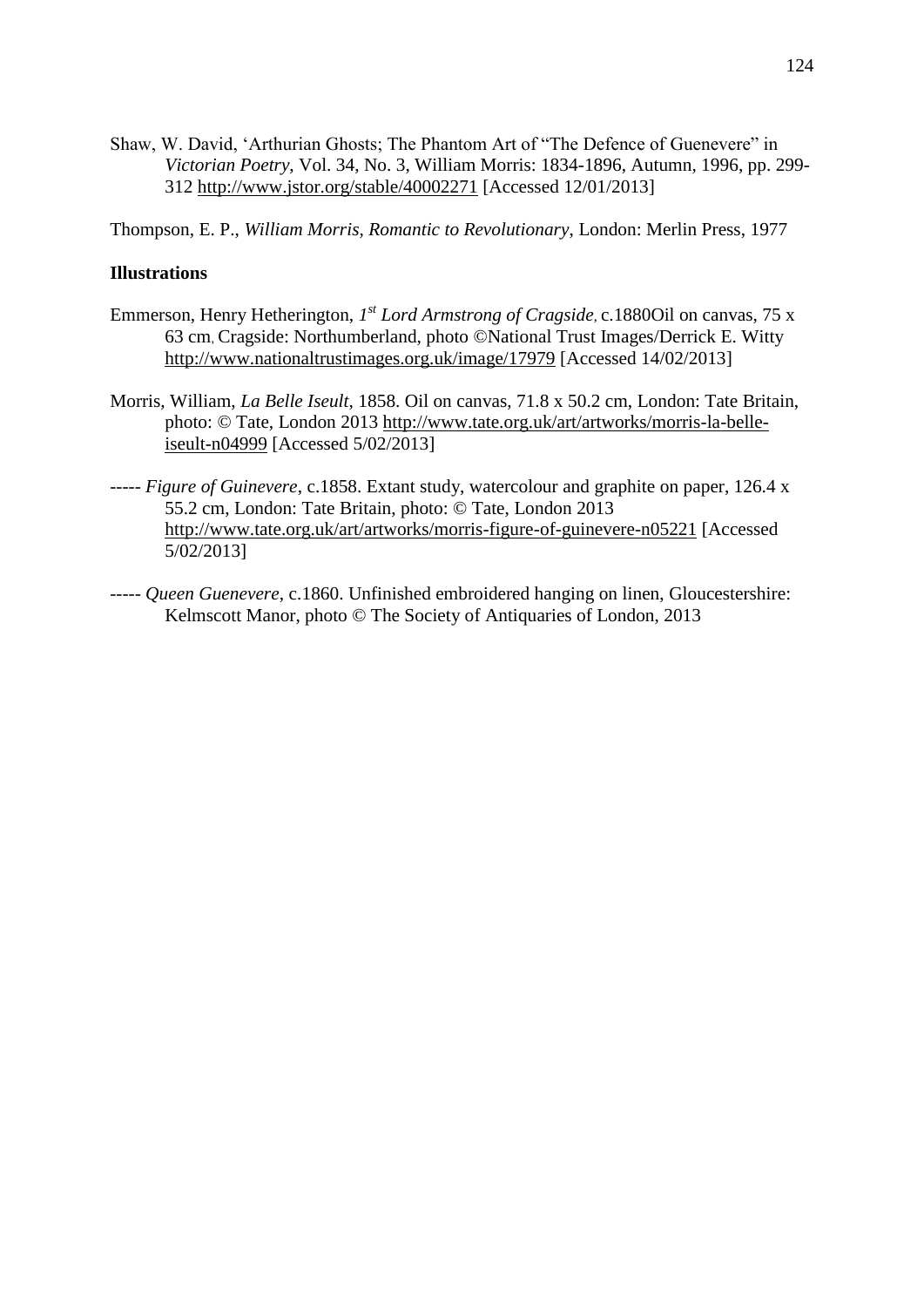Shaw, W. David, 'Arthurian Ghosts; The Phantom Art of "The Defence of Guenevere" in *Victorian Poetry*, Vol. 34, No. 3, William Morris: 1834-1896, Autumn, 1996, pp. 299-312 http://www.jstor.org/stable/40002271 [Accessed 12/01/2013]

Thompson, E. P., *William Morris, Romantic to Revolutionary*, London: Merlin Press, 1977

**Illustrations**

Emmerson, Henry Hetherington, *1st Lord Armstrong of Cragside*, c.1880Oil on canvas, 75 x 63 cm, Cragside: Northumberland, photo ©National Trust Images/Derrick E. Witty http://www.nationaltrustimages.org.uk/image/17979 [Accessed 14/02/2013]

Morris, William, *La Belle Iseult*, 1858. Oil on canvas, 71.8 x 50.2 cm, London: Tate Britain, photo: © Tate, London 2013 http://www.tate.org.uk/art/artworks/morris-la-belle-iseult-n04999 [Accessed 5/02/2013]

----- *Figure of Guinevere*, c.1858. Extant study, watercolour and graphite on paper, 126.4 x 55.2 cm, London: Tate Britain, photo: © Tate, London 2013 http://www.tate.org.uk/art/artworks/morris-figure-of-guinevere-n05221 [Accessed 5/02/2013]

----- *Queen Guenevere*, c.1860. Unfinished embroidered hanging on linen, Gloucestershire: Kelmscott Manor, photo © The Society of Antiquaries of London, 2013